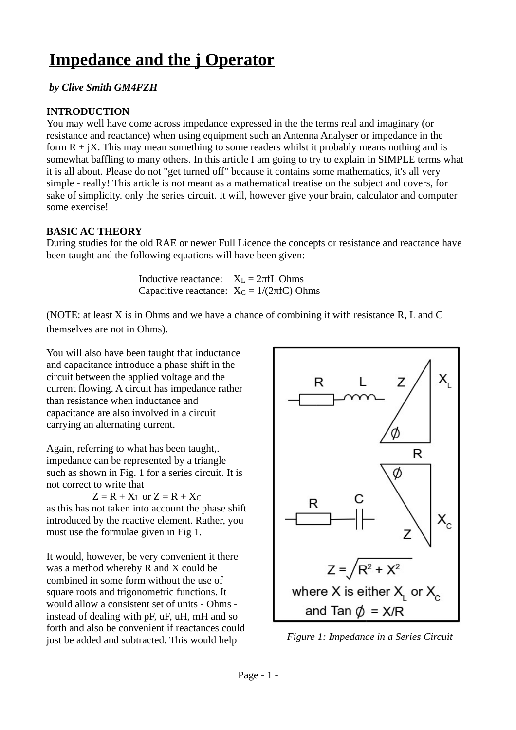# Impedance and the j Operator

***by Clive Smith GM4FZH***

**INTRODUCTION**

You may well have come across impedance expressed in the the terms real and imaginary (or resistance and reactance) when using equipment such an Antenna Analyser or impedance in the form R + jX. This may mean something to some readers whilst it probably means nothing and is somewhat baffling to many others. In this article I am going to try to explain in SIMPLE terms what it is all about. Please do not "get turned off" because it contains some mathematics, it's all very simple - really! This article is not meant as a mathematical treatise on the subject and covers, for sake of simplicity. only the series circuit. It will, however give your brain, calculator and computer some exercise!

**BASIC AC THEORY**

During studies for the old RAE or newer Full Licence the concepts or resistance and reactance have been taught and the following equations will have been given:-

Inductive reactance: $X_L = 2\pi fL$ Ohms
Capacitive reactance: $X_C = 1/(2\pi fC)$ Ohms

(NOTE: at least X is in Ohms and we have a chance of combining it with resistance R, L and C themselves are not in Ohms).

You will also have been taught that inductance and capacitance introduce a phase shift in the circuit between the applied voltage and the current flowing. A circuit has impedance rather than resistance when inductance and capacitance are also involved in a circuit carrying an alternating current.

Again, referring to what has been taught,. impedance can be represented by a triangle such as shown in Fig. 1 for a series circuit. It is not correct to write that

$$Z = R + X_L \text{ or } Z = R + X_C$$

as this has not taken into account the phase shift introduced by the reactive element. Rather, you must use the formulae given in Fig 1.

$$Z = \sqrt{R^2 + X^2}$$

where X is either $X_L$ or $X_C$ and $\tan \phi = X/R$

*Figure 1: Impedance in a Series Circuit*

It would, however, be very convenient it there was a method whereby R and X could be combined in some form without the use of square roots and trigonometric functions. It would allow a consistent set of units - Ohms - instead of dealing with pF, uF, uH, mH and so forth and also be convenient if reactances could just be added and subtracted. This would help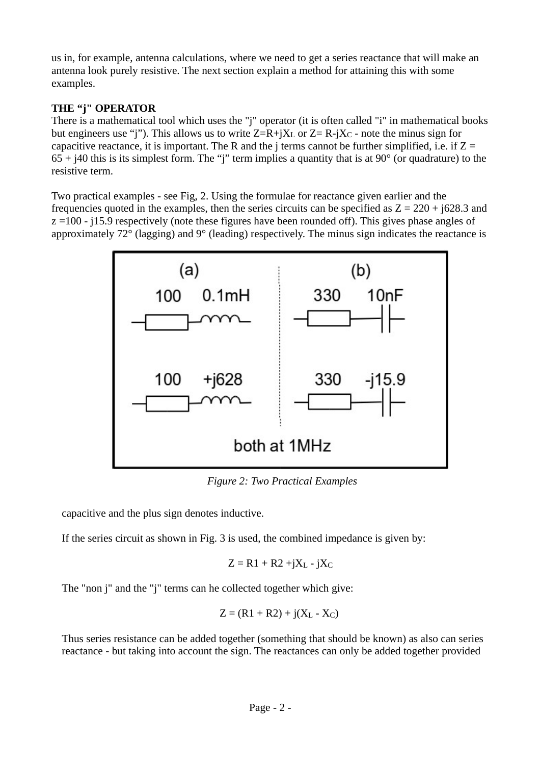us in, for example, antenna calculations, where we need to get a series reactance that will make an antenna look purely resistive. The next section explain a method for attaining this with some examples.

**THE “j" OPERATOR**

There is a mathematical tool which uses the "j" operator (it is often called "i" in mathematical books but engineers use “j”). This allows us to write $Z=R+jX_L$ or $Z= R-jX_C$ - note the minus sign for capacitive reactance, it is important. The R and the j terms cannot be further simplified, i.e. if $Z = 65 + j40$ this is its simplest form. The “j” term implies a quantity that is at 90° (or quadrature) to the resistive term.

Two practical examples - see Fig, 2. Using the formulae for reactance given earlier and the frequencies quoted in the examples, then the series circuits can be specified as $Z = 220 + j628.3$ and $z =100 - j15.9$ respectively (note these figures have been rounded off). This gives phase angles of approximately 72° (lagging) and 9° (leading) respectively. The minus sign indicates the reactance is capacitive and the plus sign denotes inductive.

*Figure 2: Two Practical Examples*

If the series circuit as shown in Fig. 3 is used, the combined impedance is given by:

$$Z = R1 + R2 +jX_L - jX_C$$

The "non j" and the "j" terms can he collected together which give:

$$Z = (R1 + R2) + j(X_L - X_C)$$

Thus series resistance can be added together (something that should be known) as also can series reactance - but taking into account the sign. The reactances can only be added together provided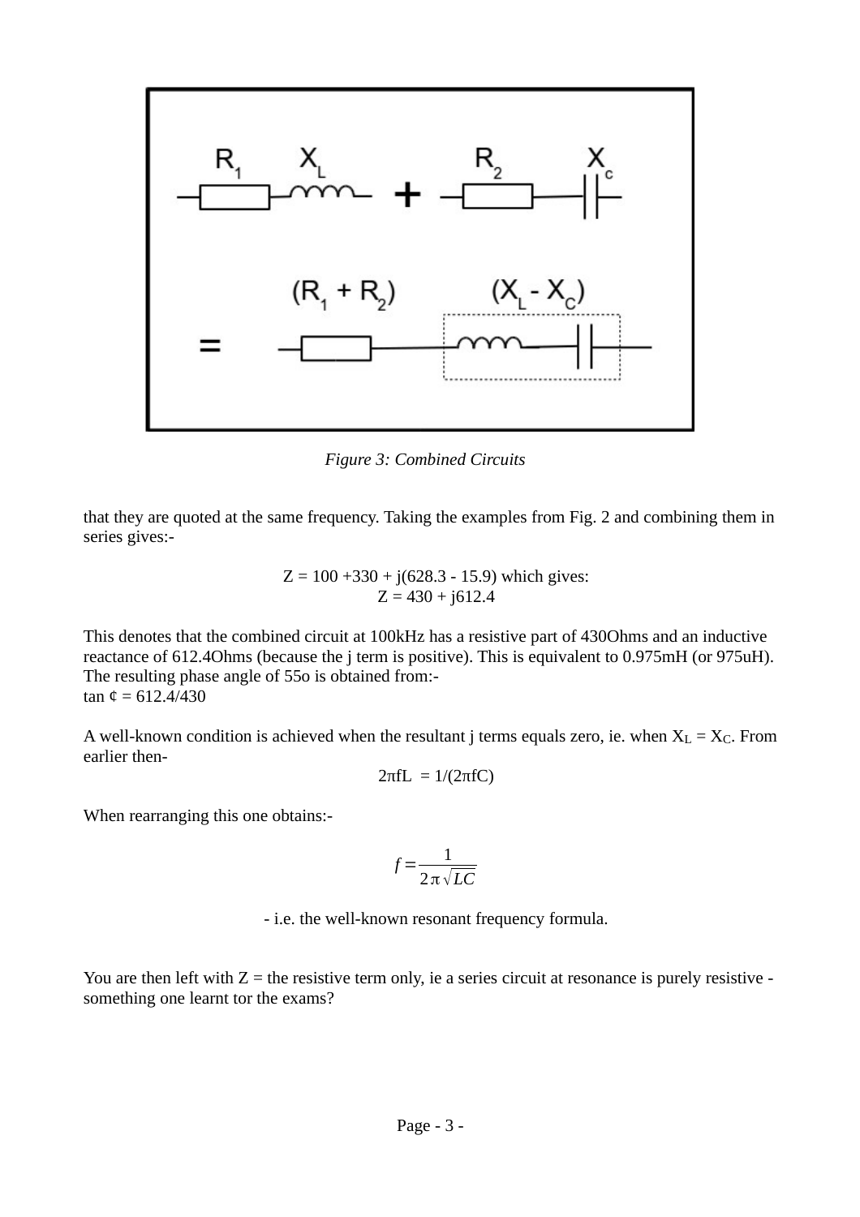*Figure 3: Combined Circuits*

that they are quoted at the same frequency. Taking the examples from Fig. 2 and combining them in series gives:-

$$Z = 100 + 330 + j(628.3 - 15.9) \text{ which gives:}$$
$$Z = 430 + j612.4$$

This denotes that the combined circuit at 100kHz has a resistive part of 430Ohms and an inductive reactance of 612.4Ohms (because the j term is positive). This is equivalent to 0.975mH (or 975uH). The resulting phase angle of 55o is obtained from:-
tan ¢ = 612.4/430

A well-known condition is achieved when the resultant j terms equals zero, ie. when $X_L = X_C$. From earlier then-

$$2\pi fL = 1/(2\pi fC)$$

When rearranging this one obtains:-

$$f = \frac{1}{2\pi\sqrt{LC}}$$

- i.e. the well-known resonant frequency formula.

You are then left with Z = the resistive term only, ie a series circuit at resonance is purely resistive - something one learnt tor the exams?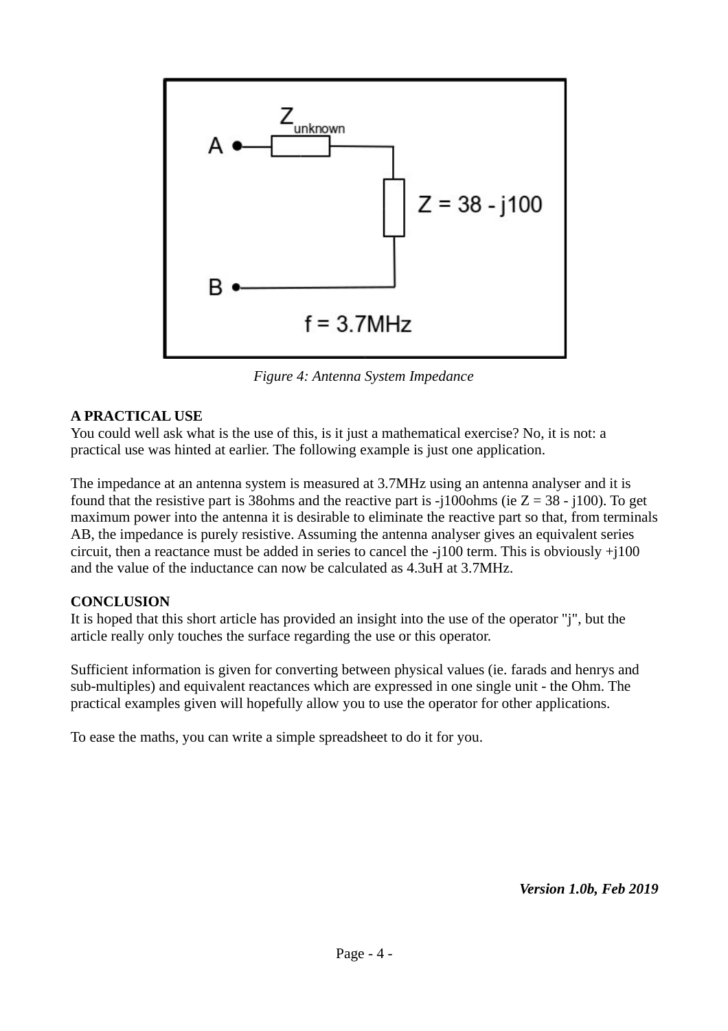Z unknown

A

Z = 38 - j100

B

f = 3.7MHz

*Figure 4: Antenna System Impedance*

**A PRACTICAL USE**

You could well ask what is the use of this, is it just a mathematical exercise? No, it is not: a practical use was hinted at earlier. The following example is just one application.

The impedance at an antenna system is measured at 3.7MHz using an antenna analyser and it is found that the resistive part is 38ohms and the reactive part is -j100ohms (ie Z = 38 - j100). To get maximum power into the antenna it is desirable to eliminate the reactive part so that, from terminals AB, the impedance is purely resistive. Assuming the antenna analyser gives an equivalent series circuit, then a reactance must be added in series to cancel the -j100 term. This is obviously +j100 and the value of the inductance can now be calculated as 4.3uH at 3.7MHz.

**CONCLUSION**

It is hoped that this short article has provided an insight into the use of the operator "j", but the article really only touches the surface regarding the use or this operator.

Sufficient information is given for converting between physical values (ie. farads and henrys and sub-multiples) and equivalent reactances which are expressed in one single unit - the Ohm. The practical examples given will hopefully allow you to use the operator for other applications.

To ease the maths, you can write a simple spreadsheet to do it for you.

***Version 1.0b, Feb 2019***